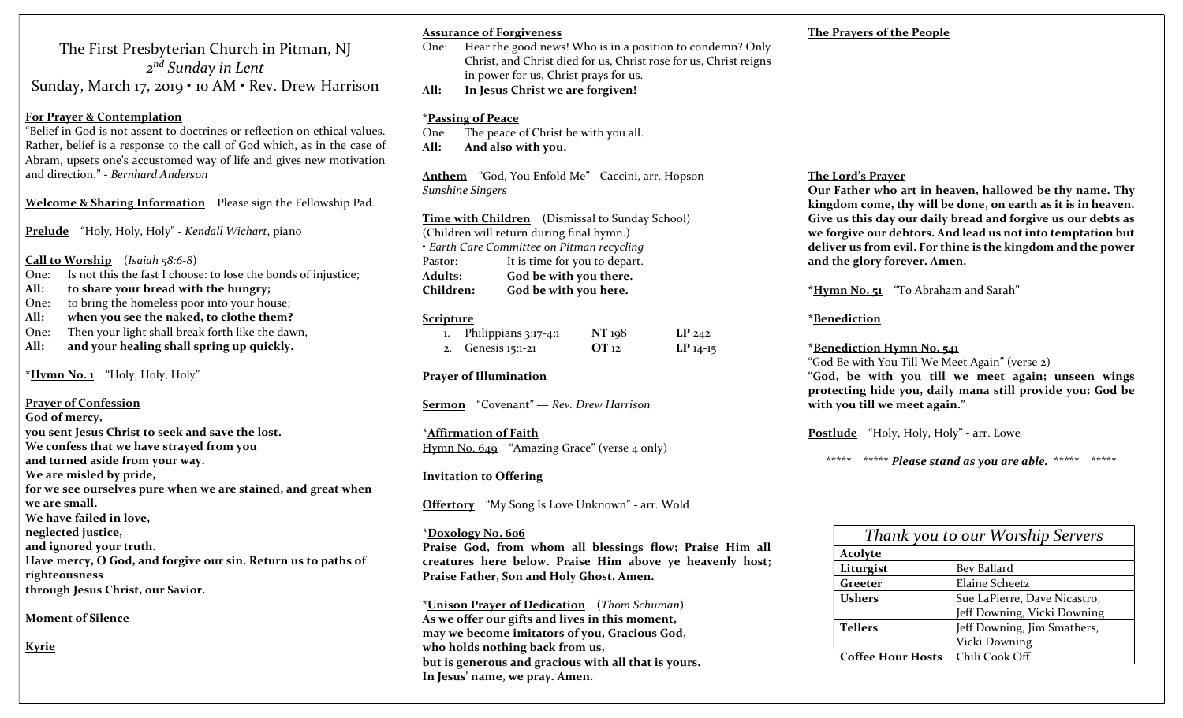# The First Presbyterian Church in Pitman, NJ

*2nd Sunday in Lent*

Sunday, March 17, 2019 • 10 AM • Rev. Drew Harrison

**For Prayer & Contemplation**

"Belief in God is not assent to doctrines or reflection on ethical values. Rather, belief is a response to the call of God which, as in the case of Abram, upsets one's accustomed way of life and gives new motivation and direction." - *Bernhard Anderson*

**Welcome & Sharing Information** Please sign the Fellowship Pad.

**Prelude** "Holy, Holy, Holy" - *Kendall Wichart*, piano

**Call to Worship** (*Isaiah 58:6-8*)

One: Is not this the fast I choose: to lose the bonds of injustice;
**All: to share your bread with the hungry;**
One: to bring the homeless poor into your house;
**All: when you see the naked, to clothe them?**
One: Then your light shall break forth like the dawn,
**All: and your healing shall spring up quickly.**

*__Hymn No. 1__ "Holy, Holy, Holy"

**Prayer of Confession**

**God of mercy,**
**you sent Jesus Christ to seek and save the lost.**
**We confess that we have strayed from you**
**and turned aside from your way.**
**We are misled by pride,**
**for we see ourselves pure when we are stained, and great when we are small.**
**We have failed in love,**
**neglected justice,**
**and ignored your truth.**
**Have mercy, O God, and forgive our sin. Return us to paths of righteousness**
**through Jesus Christ, our Savior.**

**Moment of Silence**

**Kyrie**

**Assurance of Forgiveness**

One: Hear the good news! Who is in a position to condemn? Only Christ, and Christ died for us, Christ rose for us, Christ reigns in power for us, Christ prays for us.
**All: In Jesus Christ we are forgiven!**

*__Passing of Peace__

One: The peace of Christ be with you all.
**All: And also with you.**

**Anthem** "God, You Enfold Me" - Caccini, arr. Hopson
*Sunshine Singers*

**Time with Children** (Dismissal to Sunday School)
(Children will return during final hymn.)
• *Earth Care Committee on Pitman recycling*

Pastor: It is time for you to depart.
**Adults: God be with you there.**
**Children: God be with you here.**

**Scripture**

1. Philippians 3:17-4:1 **NT** 198 **LP** 242
2. Genesis 15:1-21 **OT** 12 **LP** 14-15

**Prayer of Illumination**

**Sermon** "Covenant" — *Rev. Drew Harrison*

*__Affirmation of Faith__
Hymn No. 649 "Amazing Grace" (verse 4 only)

**Invitation to Offering**

**Offertory** "My Song Is Love Unknown" - arr. Wold

*__Doxology No. 606__

**Praise God, from whom all blessings flow; Praise Him all creatures here below. Praise Him above ye heavenly host; Praise Father, Son and Holy Ghost. Amen.**

*__Unison Prayer of Dedication__ (*Thom Schuman*)

**As we offer our gifts and lives in this moment,**
**may we become imitators of you, Gracious God,**
**who holds nothing back from us,**
**but is generous and gracious with all that is yours.**
**In Jesus' name, we pray. Amen.**

**The Prayers of the People**

**The Lord's Prayer**

**Our Father who art in heaven, hallowed be thy name. Thy kingdom come, thy will be done, on earth as it is in heaven. Give us this day our daily bread and forgive us our debts as we forgive our debtors. And lead us not into temptation but deliver us from evil. For thine is the kingdom and the power and the glory forever. Amen.**

*__Hymn No. 51__ "To Abraham and Sarah"

*__Benediction__

*__Benediction Hymn No. 541__
"God Be with You Till We Meet Again" (verse 2)
**"God, be with you till we meet again; unseen wings protecting hide you, daily mana still provide you: God be with you till we meet again."**

**Postlude** "Holy, Holy, Holy" - arr. Lowe

\*\*\*\*\* \*\*\*\*\* ***Please stand as you are able.*** \*\*\*\*\* \*\*\*\*\*

| *Thank you to our Worship Servers* | |
|---|---|
| **Acolyte** | |
| **Liturgist** | Bev Ballard |
| **Greeter** | Elaine Scheetz |
| **Ushers** | Sue LaPierre, Dave Nicastro, Jeff Downing, Vicki Downing |
| **Tellers** | Jeff Downing, Jim Smathers, Vicki Downing |
| **Coffee Hour Hosts** | Chili Cook Off |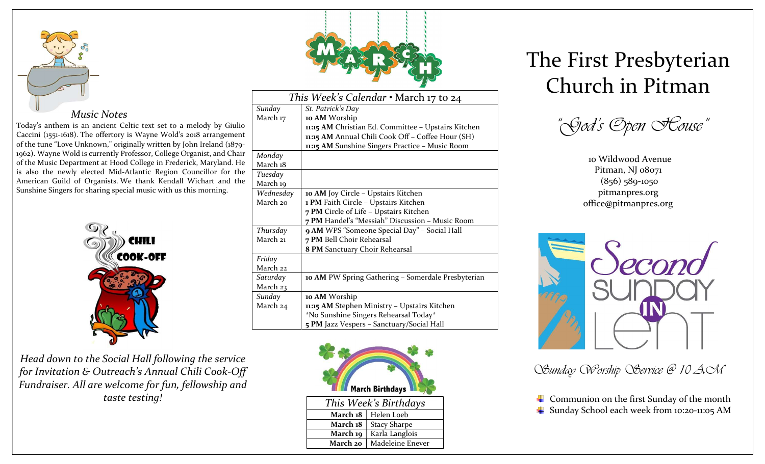## Music Notes

Today's anthem is an ancient Celtic text set to a melody by Giulio Caccini (1551-1618). The offertory is Wayne Wold's 2018 arrangement of the tune "Love Unknown," originally written by John Ireland (1879-1962). Wayne Wold is currently Professor, College Organist, and Chair of the Music Department at Hood College in Frederick, Maryland. He is also the newly elected Mid-Atlantic Region Councillor for the American Guild of Organists. We thank Kendall Wichart and the Sunshine Singers for sharing special music with us this morning.

CHILI COOK-OFF

*Head down to the Social Hall following the service for Invitation & Outreach's Annual Chili Cook-Off Fundraiser. All are welcome for fun, fellowship and taste testing!*

MARCH

| *This Week's Calendar* • March 17 to 24 | |
|---|---|
| *Sunday* March 17 | *St. Patrick's Day*<br>**10 AM** Worship<br>**11:15 AM** Christian Ed. Committee – Upstairs Kitchen<br>**11:15 AM** Annual Chili Cook Off – Coffee Hour (SH)<br>**11:15 AM** Sunshine Singers Practice – Music Room |
| *Monday* March 18 | |
| *Tuesday* March 19 | |
| *Wednesday* March 20 | **10 AM** Joy Circle – Upstairs Kitchen<br>**1 PM** Faith Circle – Upstairs Kitchen<br>**7 PM** Circle of Life – Upstairs Kitchen<br>**7 PM** Handel's "Messiah" Discussion – Music Room |
| *Thursday* March 21 | **9 AM** WPS "Someone Special Day" – Social Hall<br>**7 PM** Bell Choir Rehearsal<br>**8 PM** Sanctuary Choir Rehearsal |
| *Friday* March 22 | |
| *Saturday* March 23 | **10 AM** PW Spring Gathering – Somerdale Presbyterian |
| *Sunday* March 24 | **10 AM** Worship<br>**11:15 AM** Stephen Ministry – Upstairs Kitchen<br>*No Sunshine Singers Rehearsal Today*<br>**5 PM** Jazz Vespers – Sanctuary/Social Hall |

March Birthdays

| *This Week's Birthdays* | |
|---|---|
| **March 18** | Helen Loeb |
| **March 18** | Stacy Sharpe |
| **March 19** | Karla Langlois |
| **March 20** | Madeleine Enever |

# The First Presbyterian Church in Pitman

*"God's Open House"*

10 Wildwood Avenue
Pitman, NJ 08071
(856) 589-1050
pitmanpres.org
office@pitmanpres.org

Second Sunday in Lent

*Sunday Worship Service @ 10 AM*

- Communion on the first Sunday of the month
- Sunday School each week from 10:20-11:05 AM